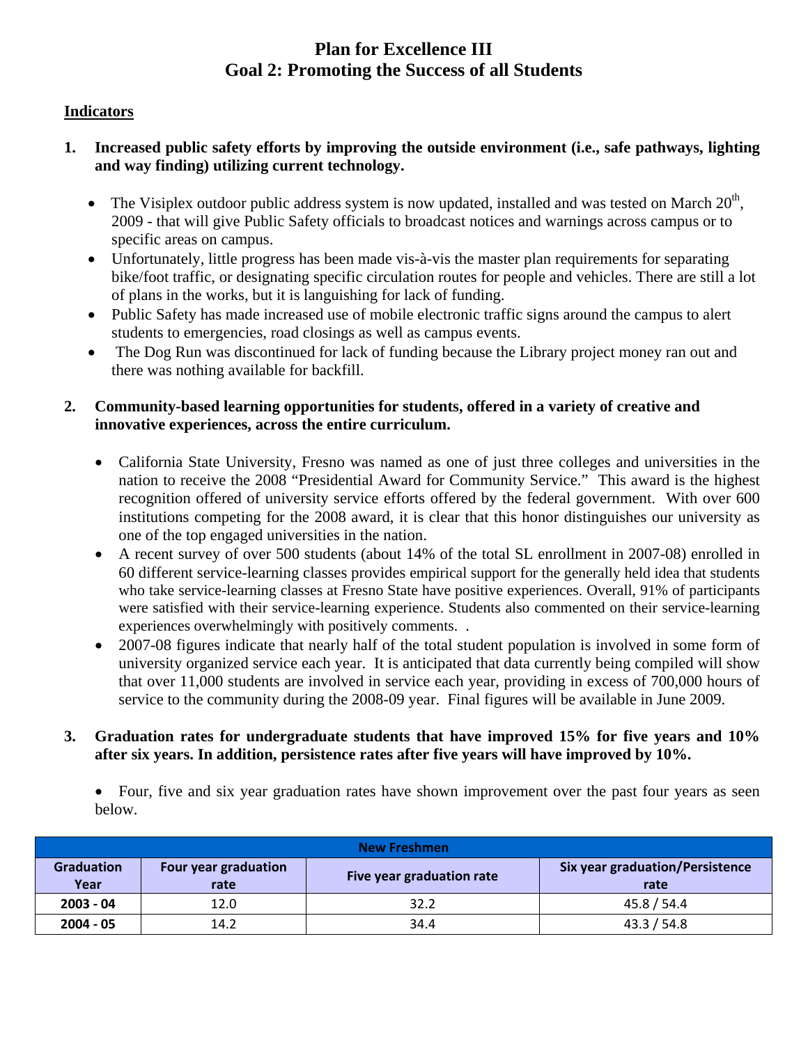# Plan for Excellence III
# Goal 2: Promoting the Success of all Students

## Indicators

**1. Increased public safety efforts by improving the outside environment (i.e., safe pathways, lighting and way finding) utilizing current technology.**

- The Visiplex outdoor public address system is now updated, installed and was tested on March 20th, 2009 - that will give Public Safety officials to broadcast notices and warnings across campus or to specific areas on campus.
- Unfortunately, little progress has been made vis-à-vis the master plan requirements for separating bike/foot traffic, or designating specific circulation routes for people and vehicles. There are still a lot of plans in the works, but it is languishing for lack of funding.
- Public Safety has made increased use of mobile electronic traffic signs around the campus to alert students to emergencies, road closings as well as campus events.
- The Dog Run was discontinued for lack of funding because the Library project money ran out and there was nothing available for backfill.

**2. Community-based learning opportunities for students, offered in a variety of creative and innovative experiences, across the entire curriculum.**

- California State University, Fresno was named as one of just three colleges and universities in the nation to receive the 2008 "Presidential Award for Community Service." This award is the highest recognition offered of university service efforts offered by the federal government. With over 600 institutions competing for the 2008 award, it is clear that this honor distinguishes our university as one of the top engaged universities in the nation.
- A recent survey of over 500 students (about 14% of the total SL enrollment in 2007-08) enrolled in 60 different service-learning classes provides empirical support for the generally held idea that students who take service-learning classes at Fresno State have positive experiences. Overall, 91% of participants were satisfied with their service-learning experience. Students also commented on their service-learning experiences overwhelmingly with positively comments. .
- 2007-08 figures indicate that nearly half of the total student population is involved in some form of university organized service each year. It is anticipated that data currently being compiled will show that over 11,000 students are involved in service each year, providing in excess of 700,000 hours of service to the community during the 2008-09 year. Final figures will be available in June 2009.

**3. Graduation rates for undergraduate students that have improved 15% for five years and 10% after six years. In addition, persistence rates after five years will have improved by 10%.**

- Four, five and six year graduation rates have shown improvement over the past four years as seen below.

| New Freshmen | | | |
|---|---|---|---|
| **Graduation Year** | **Four year graduation rate** | **Five year graduation rate** | **Six year graduation/Persistence rate** |
| **2003 - 04** | 12.0 | 32.2 | 45.8 / 54.4 |
| **2004 - 05** | 14.2 | 34.4 | 43.3 / 54.8 |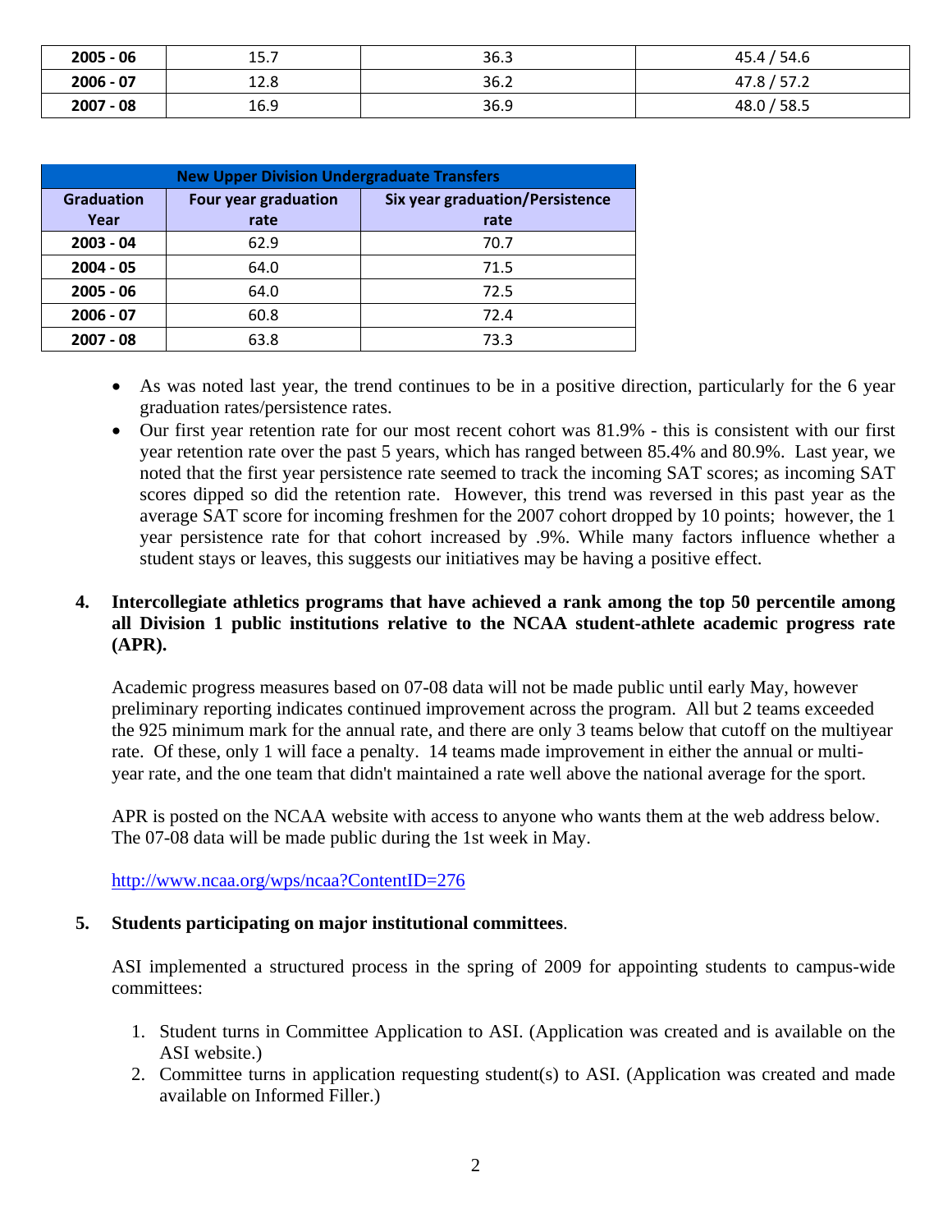| | | | |
|---|---|---|---|
| **2005 - 06** | 15.7 | 36.3 | 45.4 / 54.6 |
| **2006 - 07** | 12.8 | 36.2 | 47.8 / 57.2 |
| **2007 - 08** | 16.9 | 36.9 | 48.0 / 58.5 |

| New Upper Division Undergraduate Transfers | | |
|---|---|---|
| **Graduation Year** | **Four year graduation rate** | **Six year graduation/Persistence rate** |
| **2003 - 04** | 62.9 | 70.7 |
| **2004 - 05** | 64.0 | 71.5 |
| **2005 - 06** | 64.0 | 72.5 |
| **2006 - 07** | 60.8 | 72.4 |
| **2007 - 08** | 63.8 | 73.3 |

- As was noted last year, the trend continues to be in a positive direction, particularly for the 6 year graduation rates/persistence rates.
- Our first year retention rate for our most recent cohort was 81.9% - this is consistent with our first year retention rate over the past 5 years, which has ranged between 85.4% and 80.9%. Last year, we noted that the first year persistence rate seemed to track the incoming SAT scores; as incoming SAT scores dipped so did the retention rate. However, this trend was reversed in this past year as the average SAT score for incoming freshmen for the 2007 cohort dropped by 10 points; however, the 1 year persistence rate for that cohort increased by .9%. While many factors influence whether a student stays or leaves, this suggests our initiatives may be having a positive effect.

**4. Intercollegiate athletics programs that have achieved a rank among the top 50 percentile among all Division 1 public institutions relative to the NCAA student-athlete academic progress rate (APR).**

Academic progress measures based on 07-08 data will not be made public until early May, however preliminary reporting indicates continued improvement across the program. All but 2 teams exceeded the 925 minimum mark for the annual rate, and there are only 3 teams below that cutoff on the multiyear rate. Of these, only 1 will face a penalty. 14 teams made improvement in either the annual or multi-year rate, and the one team that didn't maintained a rate well above the national average for the sport.

APR is posted on the NCAA website with access to anyone who wants them at the web address below. The 07-08 data will be made public during the 1st week in May.

http://www.ncaa.org/wps/ncaa?ContentID=276

**5. Students participating on major institutional committees**.

ASI implemented a structured process in the spring of 2009 for appointing students to campus-wide committees:

1. Student turns in Committee Application to ASI. (Application was created and is available on the ASI website.)
2. Committee turns in application requesting student(s) to ASI. (Application was created and made available on Informed Filler.)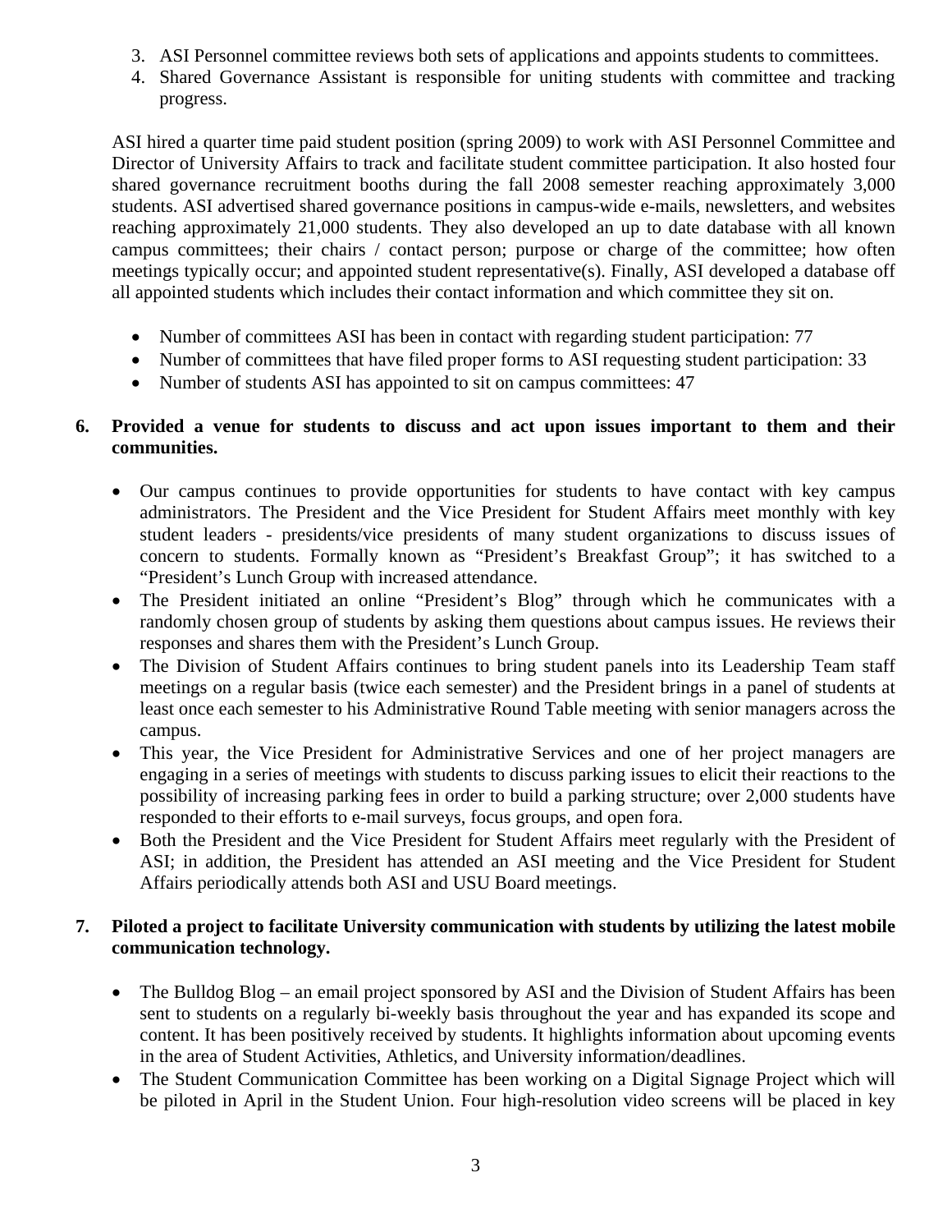3. ASI Personnel committee reviews both sets of applications and appoints students to committees.
4. Shared Governance Assistant is responsible for uniting students with committee and tracking progress.

ASI hired a quarter time paid student position (spring 2009) to work with ASI Personnel Committee and Director of University Affairs to track and facilitate student committee participation. It also hosted four shared governance recruitment booths during the fall 2008 semester reaching approximately 3,000 students. ASI advertised shared governance positions in campus-wide e-mails, newsletters, and websites reaching approximately 21,000 students. They also developed an up to date database with all known campus committees; their chairs / contact person; purpose or charge of the committee; how often meetings typically occur; and appointed student representative(s). Finally, ASI developed a database off all appointed students which includes their contact information and which committee they sit on.

- Number of committees ASI has been in contact with regarding student participation: 77
- Number of committees that have filed proper forms to ASI requesting student participation: 33
- Number of students ASI has appointed to sit on campus committees: 47

**6. Provided a venue for students to discuss and act upon issues important to them and their communities.**

- Our campus continues to provide opportunities for students to have contact with key campus administrators. The President and the Vice President for Student Affairs meet monthly with key student leaders - presidents/vice presidents of many student organizations to discuss issues of concern to students. Formally known as "President's Breakfast Group"; it has switched to a "President's Lunch Group with increased attendance.
- The President initiated an online "President's Blog" through which he communicates with a randomly chosen group of students by asking them questions about campus issues. He reviews their responses and shares them with the President's Lunch Group.
- The Division of Student Affairs continues to bring student panels into its Leadership Team staff meetings on a regular basis (twice each semester) and the President brings in a panel of students at least once each semester to his Administrative Round Table meeting with senior managers across the campus.
- This year, the Vice President for Administrative Services and one of her project managers are engaging in a series of meetings with students to discuss parking issues to elicit their reactions to the possibility of increasing parking fees in order to build a parking structure; over 2,000 students have responded to their efforts to e-mail surveys, focus groups, and open fora.
- Both the President and the Vice President for Student Affairs meet regularly with the President of ASI; in addition, the President has attended an ASI meeting and the Vice President for Student Affairs periodically attends both ASI and USU Board meetings.

**7. Piloted a project to facilitate University communication with students by utilizing the latest mobile communication technology.**

- The Bulldog Blog – an email project sponsored by ASI and the Division of Student Affairs has been sent to students on a regularly bi-weekly basis throughout the year and has expanded its scope and content. It has been positively received by students. It highlights information about upcoming events in the area of Student Activities, Athletics, and University information/deadlines.
- The Student Communication Committee has been working on a Digital Signage Project which will be piloted in April in the Student Union. Four high-resolution video screens will be placed in key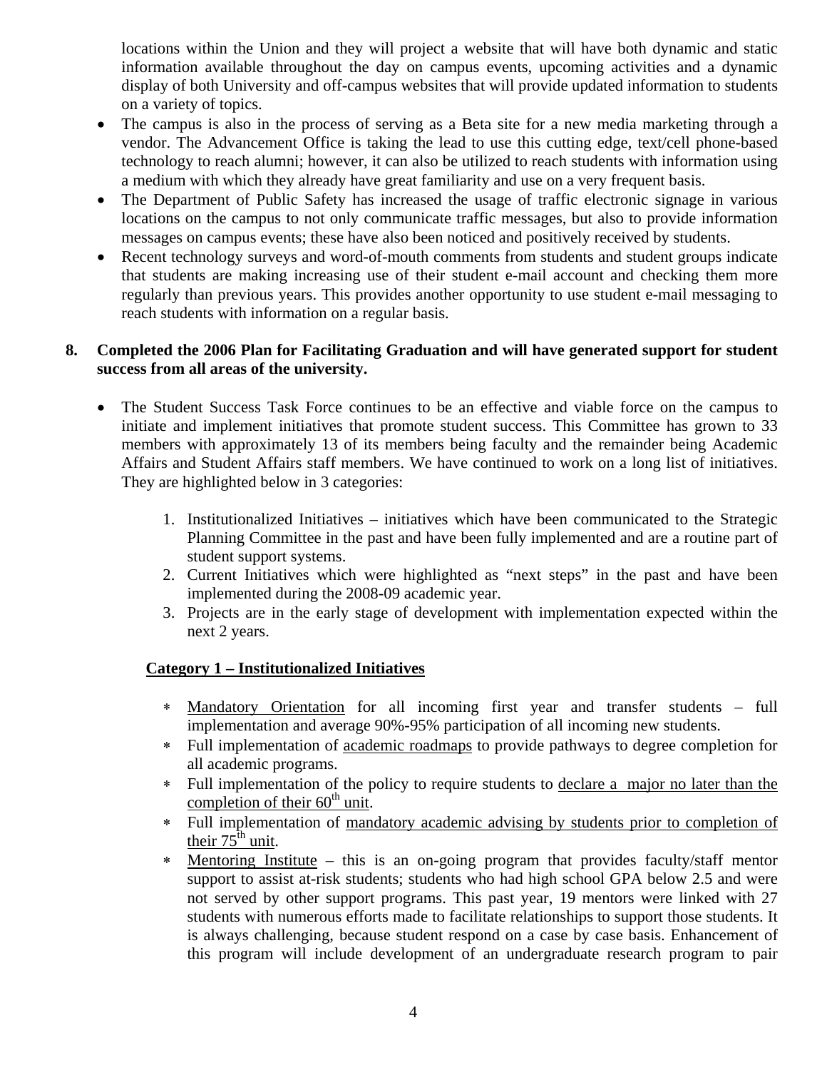locations within the Union and they will project a website that will have both dynamic and static information available throughout the day on campus events, upcoming activities and a dynamic display of both University and off-campus websites that will provide updated information to students on a variety of topics.

- The campus is also in the process of serving as a Beta site for a new media marketing through a vendor. The Advancement Office is taking the lead to use this cutting edge, text/cell phone-based technology to reach alumni; however, it can also be utilized to reach students with information using a medium with which they already have great familiarity and use on a very frequent basis.
- The Department of Public Safety has increased the usage of traffic electronic signage in various locations on the campus to not only communicate traffic messages, but also to provide information messages on campus events; these have also been noticed and positively received by students.
- Recent technology surveys and word-of-mouth comments from students and student groups indicate that students are making increasing use of their student e-mail account and checking them more regularly than previous years. This provides another opportunity to use student e-mail messaging to reach students with information on a regular basis.

**8. Completed the 2006 Plan for Facilitating Graduation and will have generated support for student success from all areas of the university.**

- The Student Success Task Force continues to be an effective and viable force on the campus to initiate and implement initiatives that promote student success. This Committee has grown to 33 members with approximately 13 of its members being faculty and the remainder being Academic Affairs and Student Affairs staff members. We have continued to work on a long list of initiatives. They are highlighted below in 3 categories:

    1. Institutionalized Initiatives – initiatives which have been communicated to the Strategic Planning Committee in the past and have been fully implemented and are a routine part of student support systems.
    2. Current Initiatives which were highlighted as "next steps" in the past and have been implemented during the 2008-09 academic year.
    3. Projects are in the early stage of development with implementation expected within the next 2 years.

**Category 1 – Institutionalized Initiatives**

- Mandatory Orientation for all incoming first year and transfer students – full implementation and average 90%-95% participation of all incoming new students.
- Full implementation of academic roadmaps to provide pathways to degree completion for all academic programs.
- Full implementation of the policy to require students to declare a major no later than the completion of their 60th unit.
- Full implementation of mandatory academic advising by students prior to completion of their 75th unit.
- Mentoring Institute – this is an on-going program that provides faculty/staff mentor support to assist at-risk students; students who had high school GPA below 2.5 and were not served by other support programs. This past year, 19 mentors were linked with 27 students with numerous efforts made to facilitate relationships to support those students. It is always challenging, because student respond on a case by case basis. Enhancement of this program will include development of an undergraduate research program to pair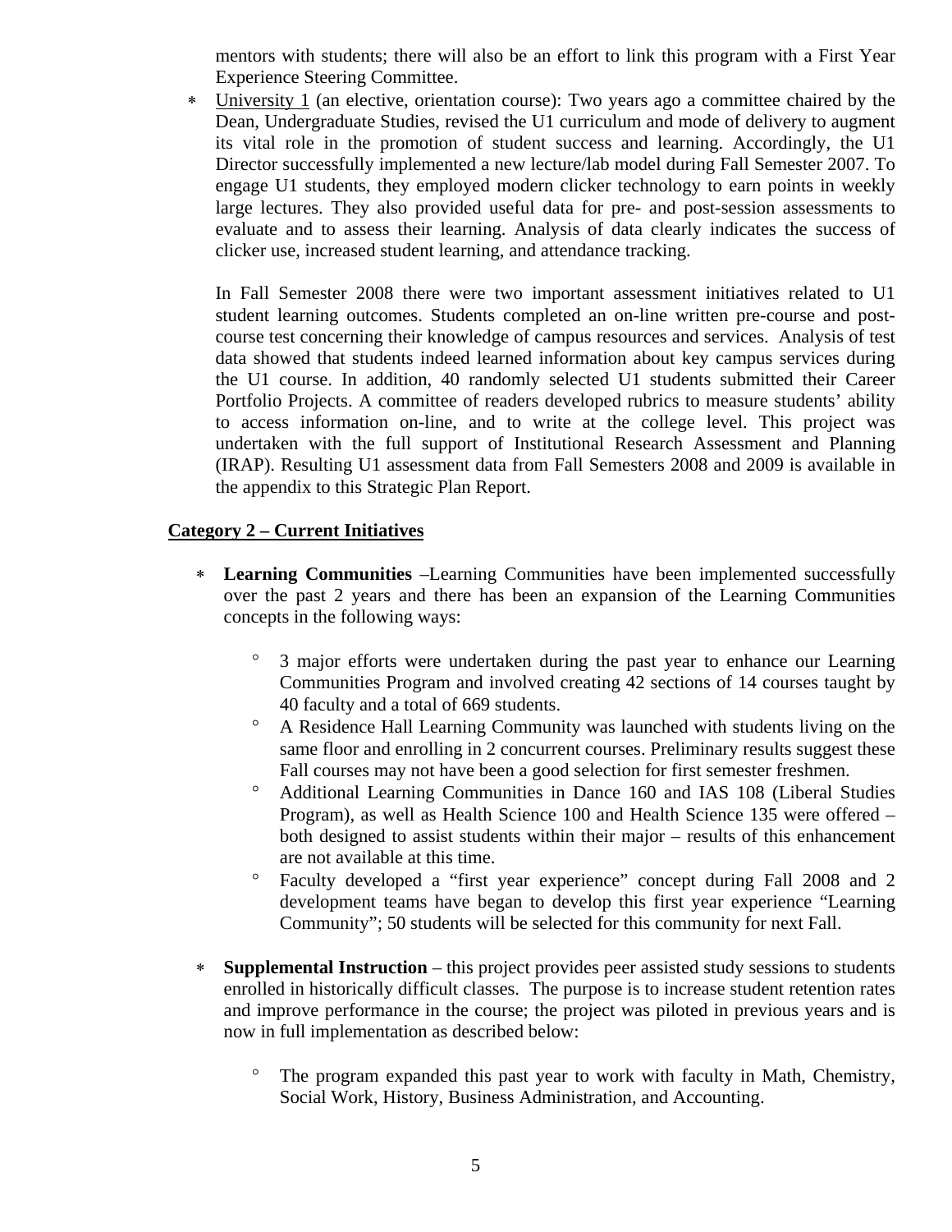mentors with students; there will also be an effort to link this program with a First Year Experience Steering Committee.

* University 1 (an elective, orientation course): Two years ago a committee chaired by the Dean, Undergraduate Studies, revised the U1 curriculum and mode of delivery to augment its vital role in the promotion of student success and learning. Accordingly, the U1 Director successfully implemented a new lecture/lab model during Fall Semester 2007. To engage U1 students, they employed modern clicker technology to earn points in weekly large lectures. They also provided useful data for pre- and post-session assessments to evaluate and to assess their learning. Analysis of data clearly indicates the success of clicker use, increased student learning, and attendance tracking.

  In Fall Semester 2008 there were two important assessment initiatives related to U1 student learning outcomes. Students completed an on-line written pre-course and post-course test concerning their knowledge of campus resources and services. Analysis of test data showed that students indeed learned information about key campus services during the U1 course. In addition, 40 randomly selected U1 students submitted their Career Portfolio Projects. A committee of readers developed rubrics to measure students' ability to access information on-line, and to write at the college level. This project was undertaken with the full support of Institutional Research Assessment and Planning (IRAP). Resulting U1 assessment data from Fall Semesters 2008 and 2009 is available in the appendix to this Strategic Plan Report.

**Category 2 – Current Initiatives**

* **Learning Communities** –Learning Communities have been implemented successfully over the past 2 years and there has been an expansion of the Learning Communities concepts in the following ways:

  - 3 major efforts were undertaken during the past year to enhance our Learning Communities Program and involved creating 42 sections of 14 courses taught by 40 faculty and a total of 669 students.
  - A Residence Hall Learning Community was launched with students living on the same floor and enrolling in 2 concurrent courses. Preliminary results suggest these Fall courses may not have been a good selection for first semester freshmen.
  - Additional Learning Communities in Dance 160 and IAS 108 (Liberal Studies Program), as well as Health Science 100 and Health Science 135 were offered – both designed to assist students within their major – results of this enhancement are not available at this time.
  - Faculty developed a "first year experience" concept during Fall 2008 and 2 development teams have began to develop this first year experience "Learning Community"; 50 students will be selected for this community for next Fall.

* **Supplemental Instruction** – this project provides peer assisted study sessions to students enrolled in historically difficult classes. The purpose is to increase student retention rates and improve performance in the course; the project was piloted in previous years and is now in full implementation as described below:

  - The program expanded this past year to work with faculty in Math, Chemistry, Social Work, History, Business Administration, and Accounting.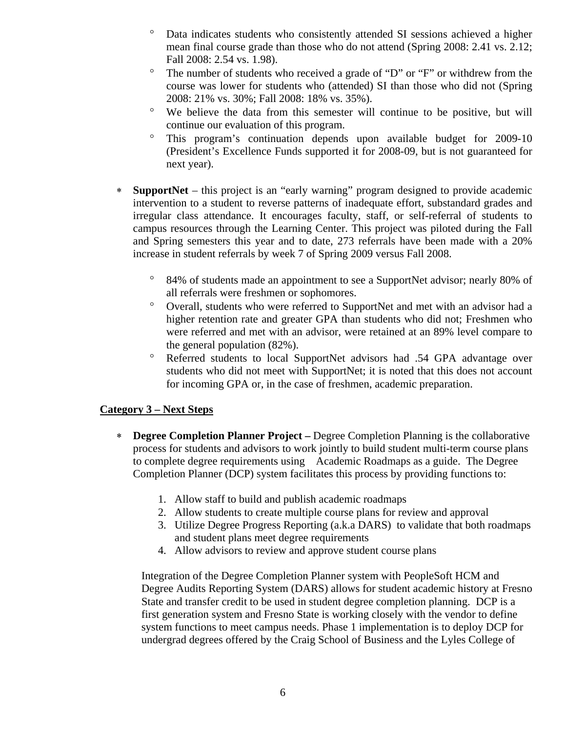- Data indicates students who consistently attended SI sessions achieved a higher mean final course grade than those who do not attend (Spring 2008: 2.41 vs. 2.12; Fall 2008: 2.54 vs. 1.98).
- The number of students who received a grade of "D" or "F" or withdrew from the course was lower for students who (attended) SI than those who did not (Spring 2008: 21% vs. 30%; Fall 2008: 18% vs. 35%).
- We believe the data from this semester will continue to be positive, but will continue our evaluation of this program.
- This program's continuation depends upon available budget for 2009-10 (President's Excellence Funds supported it for 2008-09, but is not guaranteed for next year).

* **SupportNet** – this project is an "early warning" program designed to provide academic intervention to a student to reverse patterns of inadequate effort, substandard grades and irregular class attendance. It encourages faculty, staff, or self-referral of students to campus resources through the Learning Center. This project was piloted during the Fall and Spring semesters this year and to date, 273 referrals have been made with a 20% increase in student referrals by week 7 of Spring 2009 versus Fall 2008.

  - 84% of students made an appointment to see a SupportNet advisor; nearly 80% of all referrals were freshmen or sophomores.
  - Overall, students who were referred to SupportNet and met with an advisor had a higher retention rate and greater GPA than students who did not; Freshmen who were referred and met with an advisor, were retained at an 89% level compare to the general population (82%).
  - Referred students to local SupportNet advisors had .54 GPA advantage over students who did not meet with SupportNet; it is noted that this does not account for incoming GPA or, in the case of freshmen, academic preparation.

**Category 3 – Next Steps**

* **Degree Completion Planner Project –** Degree Completion Planning is the collaborative process for students and advisors to work jointly to build student multi-term course plans to complete degree requirements using Academic Roadmaps as a guide. The Degree Completion Planner (DCP) system facilitates this process by providing functions to:

  1. Allow staff to build and publish academic roadmaps
  2. Allow students to create multiple course plans for review and approval
  3. Utilize Degree Progress Reporting (a.k.a DARS) to validate that both roadmaps and student plans meet degree requirements
  4. Allow advisors to review and approve student course plans

  Integration of the Degree Completion Planner system with PeopleSoft HCM and Degree Audits Reporting System (DARS) allows for student academic history at Fresno State and transfer credit to be used in student degree completion planning. DCP is a first generation system and Fresno State is working closely with the vendor to define system functions to meet campus needs. Phase 1 implementation is to deploy DCP for undergrad degrees offered by the Craig School of Business and the Lyles College of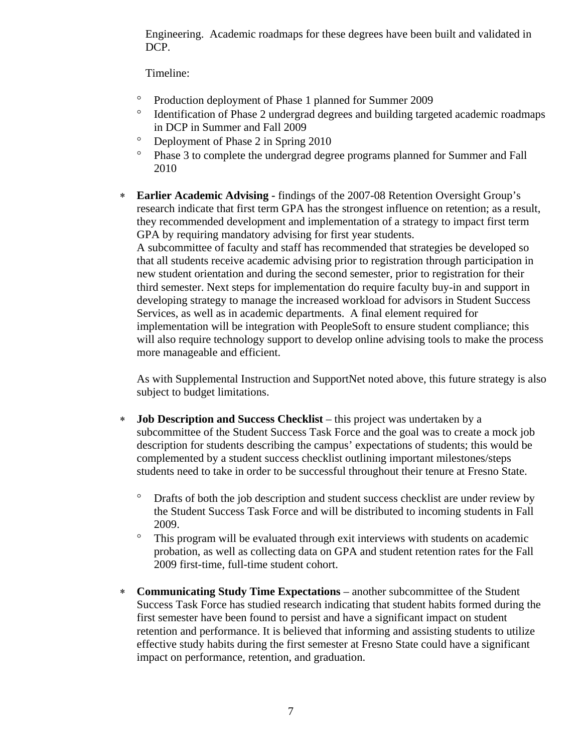Engineering. Academic roadmaps for these degrees have been built and validated in DCP.

Timeline:

- Production deployment of Phase 1 planned for Summer 2009
- Identification of Phase 2 undergrad degrees and building targeted academic roadmaps in DCP in Summer and Fall 2009
- Deployment of Phase 2 in Spring 2010
- Phase 3 to complete the undergrad degree programs planned for Summer and Fall 2010

* **Earlier Academic Advising -** findings of the 2007-08 Retention Oversight Group's research indicate that first term GPA has the strongest influence on retention; as a result, they recommended development and implementation of a strategy to impact first term GPA by requiring mandatory advising for first year students.
  A subcommittee of faculty and staff has recommended that strategies be developed so that all students receive academic advising prior to registration through participation in new student orientation and during the second semester, prior to registration for their third semester. Next steps for implementation do require faculty buy-in and support in developing strategy to manage the increased workload for advisors in Student Success Services, as well as in academic departments. A final element required for implementation will be integration with PeopleSoft to ensure student compliance; this will also require technology support to develop online advising tools to make the process more manageable and efficient.

  As with Supplemental Instruction and SupportNet noted above, this future strategy is also subject to budget limitations.

* **Job Description and Success Checklist** – this project was undertaken by a subcommittee of the Student Success Task Force and the goal was to create a mock job description for students describing the campus' expectations of students; this would be complemented by a student success checklist outlining important milestones/steps students need to take in order to be successful throughout their tenure at Fresno State.

  - Drafts of both the job description and student success checklist are under review by the Student Success Task Force and will be distributed to incoming students in Fall 2009.
  - This program will be evaluated through exit interviews with students on academic probation, as well as collecting data on GPA and student retention rates for the Fall 2009 first-time, full-time student cohort.

* **Communicating Study Time Expectations** – another subcommittee of the Student Success Task Force has studied research indicating that student habits formed during the first semester have been found to persist and have a significant impact on student retention and performance. It is believed that informing and assisting students to utilize effective study habits during the first semester at Fresno State could have a significant impact on performance, retention, and graduation.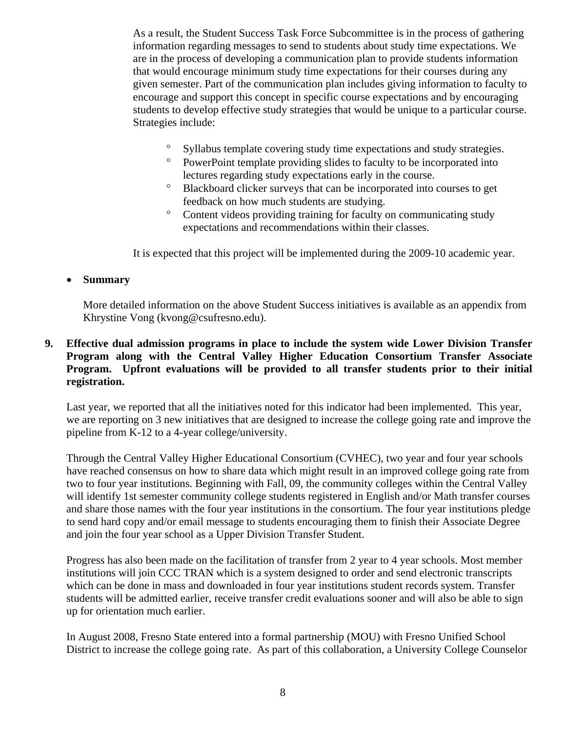As a result, the Student Success Task Force Subcommittee is in the process of gathering information regarding messages to send to students about study time expectations. We are in the process of developing a communication plan to provide students information that would encourage minimum study time expectations for their courses during any given semester. Part of the communication plan includes giving information to faculty to encourage and support this concept in specific course expectations and by encouraging students to develop effective study strategies that would be unique to a particular course. Strategies include:

- Syllabus template covering study time expectations and study strategies.
- PowerPoint template providing slides to faculty to be incorporated into lectures regarding study expectations early in the course.
- Blackboard clicker surveys that can be incorporated into courses to get feedback on how much students are studying.
- Content videos providing training for faculty on communicating study expectations and recommendations within their classes.

It is expected that this project will be implemented during the 2009-10 academic year.

- **Summary**

More detailed information on the above Student Success initiatives is available as an appendix from Khrystine Vong (kvong@csufresno.edu).

**9. Effective dual admission programs in place to include the system wide Lower Division Transfer Program along with the Central Valley Higher Education Consortium Transfer Associate Program. Upfront evaluations will be provided to all transfer students prior to their initial registration.**

Last year, we reported that all the initiatives noted for this indicator had been implemented. This year, we are reporting on 3 new initiatives that are designed to increase the college going rate and improve the pipeline from K-12 to a 4-year college/university.

Through the Central Valley Higher Educational Consortium (CVHEC), two year and four year schools have reached consensus on how to share data which might result in an improved college going rate from two to four year institutions. Beginning with Fall, 09, the community colleges within the Central Valley will identify 1st semester community college students registered in English and/or Math transfer courses and share those names with the four year institutions in the consortium. The four year institutions pledge to send hard copy and/or email message to students encouraging them to finish their Associate Degree and join the four year school as a Upper Division Transfer Student.

Progress has also been made on the facilitation of transfer from 2 year to 4 year schools. Most member institutions will join CCC TRAN which is a system designed to order and send electronic transcripts which can be done in mass and downloaded in four year institutions student records system. Transfer students will be admitted earlier, receive transfer credit evaluations sooner and will also be able to sign up for orientation much earlier.

In August 2008, Fresno State entered into a formal partnership (MOU) with Fresno Unified School District to increase the college going rate. As part of this collaboration, a University College Counselor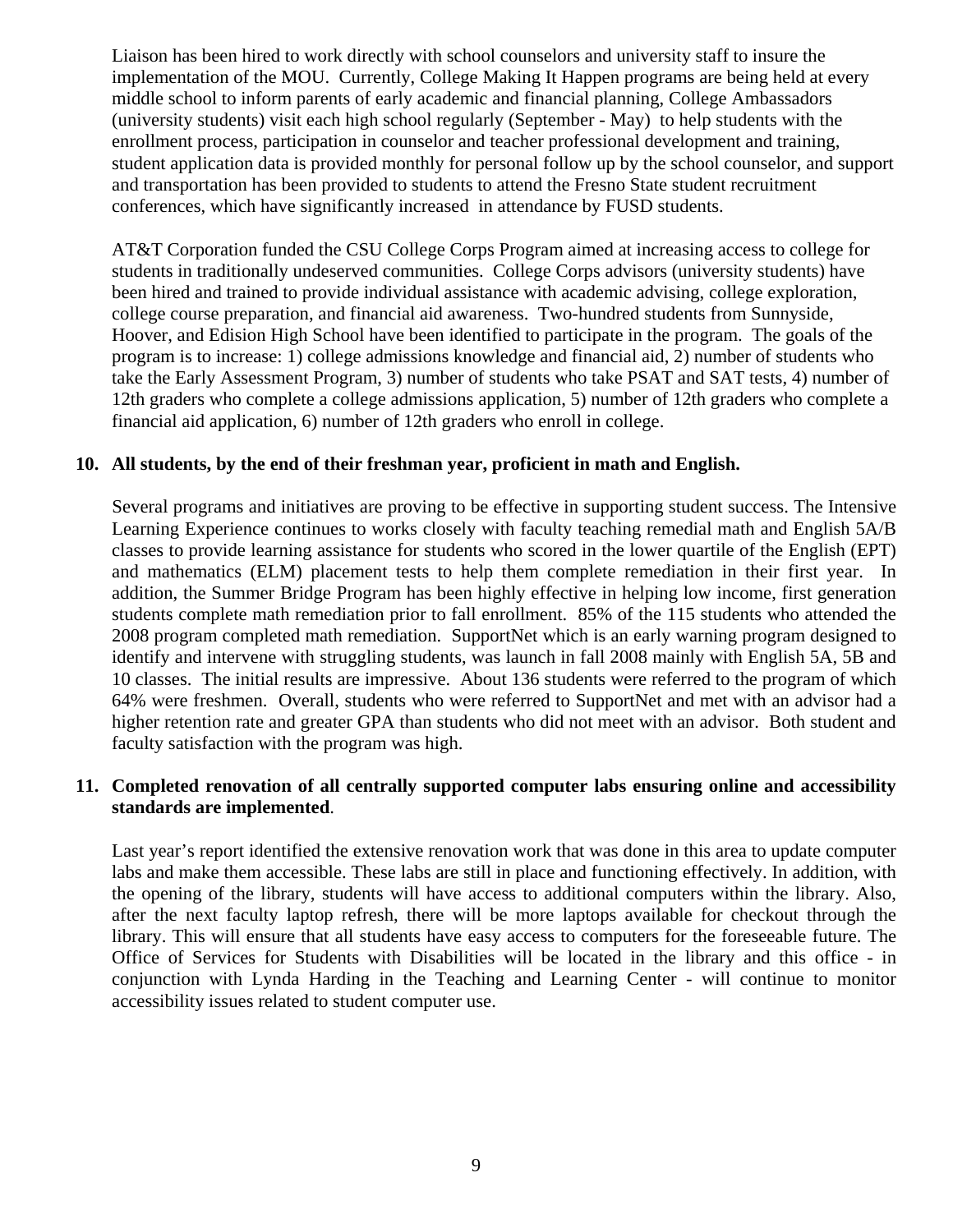Liaison has been hired to work directly with school counselors and university staff to insure the implementation of the MOU. Currently, College Making It Happen programs are being held at every middle school to inform parents of early academic and financial planning, College Ambassadors (university students) visit each high school regularly (September - May) to help students with the enrollment process, participation in counselor and teacher professional development and training, student application data is provided monthly for personal follow up by the school counselor, and support and transportation has been provided to students to attend the Fresno State student recruitment conferences, which have significantly increased in attendance by FUSD students.

AT&T Corporation funded the CSU College Corps Program aimed at increasing access to college for students in traditionally undeserved communities. College Corps advisors (university students) have been hired and trained to provide individual assistance with academic advising, college exploration, college course preparation, and financial aid awareness. Two-hundred students from Sunnyside, Hoover, and Edision High School have been identified to participate in the program. The goals of the program is to increase: 1) college admissions knowledge and financial aid, 2) number of students who take the Early Assessment Program, 3) number of students who take PSAT and SAT tests, 4) number of 12th graders who complete a college admissions application, 5) number of 12th graders who complete a financial aid application, 6) number of 12th graders who enroll in college.

**10. All students, by the end of their freshman year, proficient in math and English.**

Several programs and initiatives are proving to be effective in supporting student success. The Intensive Learning Experience continues to works closely with faculty teaching remedial math and English 5A/B classes to provide learning assistance for students who scored in the lower quartile of the English (EPT) and mathematics (ELM) placement tests to help them complete remediation in their first year. In addition, the Summer Bridge Program has been highly effective in helping low income, first generation students complete math remediation prior to fall enrollment. 85% of the 115 students who attended the 2008 program completed math remediation. SupportNet which is an early warning program designed to identify and intervene with struggling students, was launch in fall 2008 mainly with English 5A, 5B and 10 classes. The initial results are impressive. About 136 students were referred to the program of which 64% were freshmen. Overall, students who were referred to SupportNet and met with an advisor had a higher retention rate and greater GPA than students who did not meet with an advisor. Both student and faculty satisfaction with the program was high.

**11. Completed renovation of all centrally supported computer labs ensuring online and accessibility standards are implemented**.

Last year's report identified the extensive renovation work that was done in this area to update computer labs and make them accessible. These labs are still in place and functioning effectively. In addition, with the opening of the library, students will have access to additional computers within the library. Also, after the next faculty laptop refresh, there will be more laptops available for checkout through the library. This will ensure that all students have easy access to computers for the foreseeable future. The Office of Services for Students with Disabilities will be located in the library and this office - in conjunction with Lynda Harding in the Teaching and Learning Center - will continue to monitor accessibility issues related to student computer use.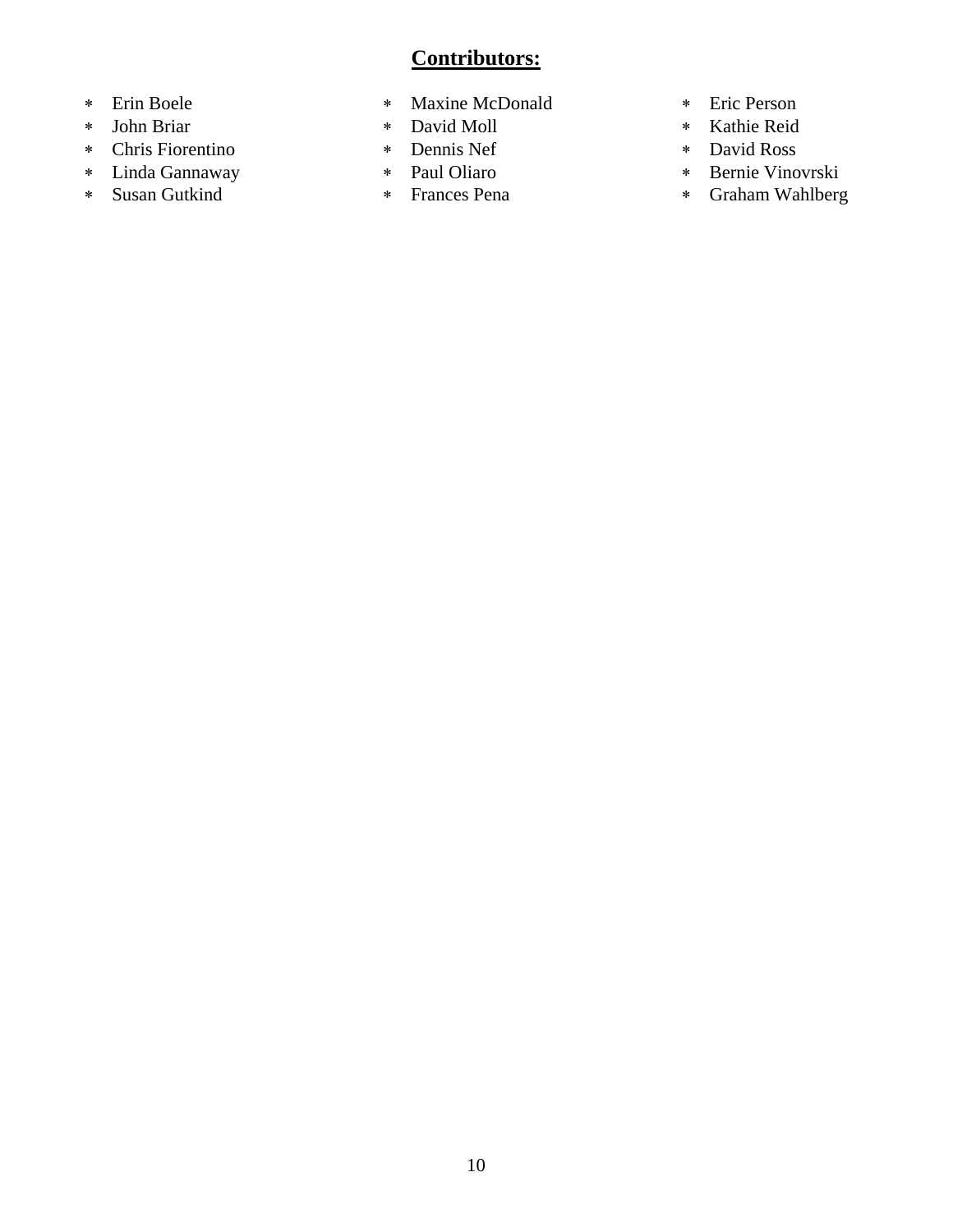## Contributors:

* Erin Boele
* John Briar
* Chris Fiorentino
* Linda Gannaway
* Susan Gutkind
* Maxine McDonald
* David Moll
* Dennis Nef
* Paul Oliaro
* Frances Pena
* Eric Person
* Kathie Reid
* David Ross
* Bernie Vinovrski
* Graham Wahlberg